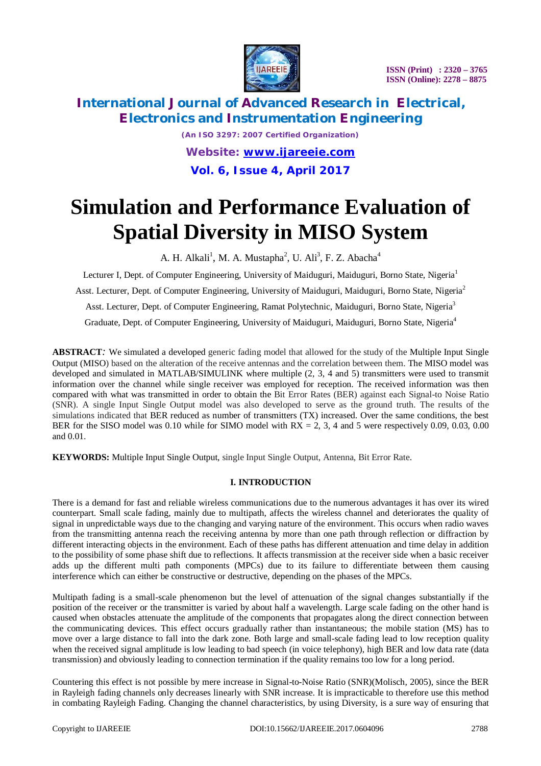# Simulation and Performance Evaluation of Spatial Diversity in MISO System

A. H. Alkali[1], M. A. Mustapha[2], U. Ali[3], F. Z. Abacha[4]

Lecturer I, Dept. of Computer Engineering, University of Maiduguri, Maiduguri, Borno State, Nigeria[1]

Asst. Lecturer, Dept. of Computer Engineering, University of Maiduguri, Maiduguri, Borno State, Nigeria[2]

Asst. Lecturer, Dept. of Computer Engineering, Ramat Polytechnic, Maiduguri, Borno State, Nigeria[3]

Graduate, Dept. of Computer Engineering, University of Maiduguri, Maiduguri, Borno State, Nigeria[4]

**ABSTRACT***:* We simulated a developed generic fading model that allowed for the study of the Multiple Input Single Output (MISO) based on the alteration of the receive antennas and the correlation between them. The MISO model was developed and simulated in MATLAB/SIMULINK where multiple (2, 3, 4 and 5) transmitters were used to transmit information over the channel while single receiver was employed for reception. The received information was then compared with what was transmitted in order to obtain the Bit Error Rates (BER) against each Signal-to Noise Ratio (SNR). A single Input Single Output model was also developed to serve as the ground truth. The results of the simulations indicated that BER reduced as number of transmitters (TX) increased. Over the same conditions, the best BER for the SISO model was 0.10 while for SIMO model with RX = 2, 3, 4 and 5 were respectively 0.09, 0.03, 0.00 and 0.01.

**KEYWORDS:** Multiple Input Single Output, single Input Single Output, Antenna, Bit Error Rate.

## I. INTRODUCTION

There is a demand for fast and reliable wireless communications due to the numerous advantages it has over its wired counterpart. Small scale fading, mainly due to multipath, affects the wireless channel and deteriorates the quality of signal in unpredictable ways due to the changing and varying nature of the environment. This occurs when radio waves from the transmitting antenna reach the receiving antenna by more than one path through reflection or diffraction by different interacting objects in the environment. Each of these paths has different attenuation and time delay in addition to the possibility of some phase shift due to reflections. It affects transmission at the receiver side when a basic receiver adds up the different multi path components (MPCs) due to its failure to differentiate between them causing interference which can either be constructive or destructive, depending on the phases of the MPCs.

Multipath fading is a small-scale phenomenon but the level of attenuation of the signal changes substantially if the position of the receiver or the transmitter is varied by about half a wavelength. Large scale fading on the other hand is caused when obstacles attenuate the amplitude of the components that propagates along the direct connection between the communicating devices. This effect occurs gradually rather than instantaneous; the mobile station (MS) has to move over a large distance to fall into the dark zone. Both large and small-scale fading lead to low reception quality when the received signal amplitude is low leading to bad speech (in voice telephony), high BER and low data rate (data transmission) and obviously leading to connection termination if the quality remains too low for a long period.

Countering this effect is not possible by mere increase in Signal-to-Noise Ratio (SNR)(Molisch, 2005), since the BER in Rayleigh fading channels only decreases linearly with SNR increase. It is impracticable to therefore use this method in combating Rayleigh Fading. Changing the channel characteristics, by using Diversity, is a sure way of ensuring that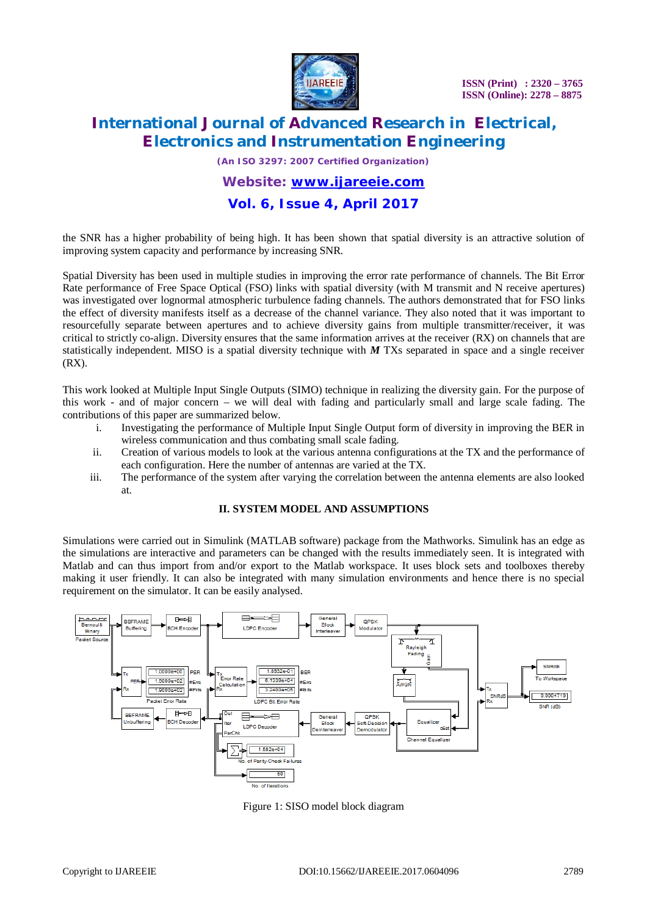the SNR has a higher probability of being high. It has been shown that spatial diversity is an attractive solution of improving system capacity and performance by increasing SNR.

Spatial Diversity has been used in multiple studies in improving the error rate performance of channels. The Bit Error Rate performance of Free Space Optical (FSO) links with spatial diversity (with M transmit and N receive apertures) was investigated over lognormal atmospheric turbulence fading channels. The authors demonstrated that for FSO links the effect of diversity manifests itself as a decrease of the channel variance. They also noted that it was important to resourcefully separate between apertures and to achieve diversity gains from multiple transmitter/receiver, it was critical to strictly co-align. Diversity ensures that the same information arrives at the receiver (RX) on channels that are statistically independent. MISO is a spatial diversity technique with ***M*** TXs separated in space and a single receiver (RX).

This work looked at Multiple Input Single Outputs (SIMO) technique in realizing the diversity gain. For the purpose of this work - and of major concern – we will deal with fading and particularly small and large scale fading. The contributions of this paper are summarized below.

i. Investigating the performance of Multiple Input Single Output form of diversity in improving the BER in wireless communication and thus combating small scale fading.
ii. Creation of various models to look at the various antenna configurations at the TX and the performance of each configuration. Here the number of antennas are varied at the TX.
iii. The performance of the system after varying the correlation between the antenna elements are also looked at.

## II. SYSTEM MODEL AND ASSUMPTIONS

Simulations were carried out in Simulink (MATLAB software) package from the Mathworks. Simulink has an edge as the simulations are interactive and parameters can be changed with the results immediately seen. It is integrated with Matlab and can thus import from and/or export to the Matlab workspace. It uses block sets and toolboxes thereby making it user friendly. It can also be integrated with many simulation environments and hence there is no special requirement on the simulator. It can be easily analysed.

Figure 1: SISO model block diagram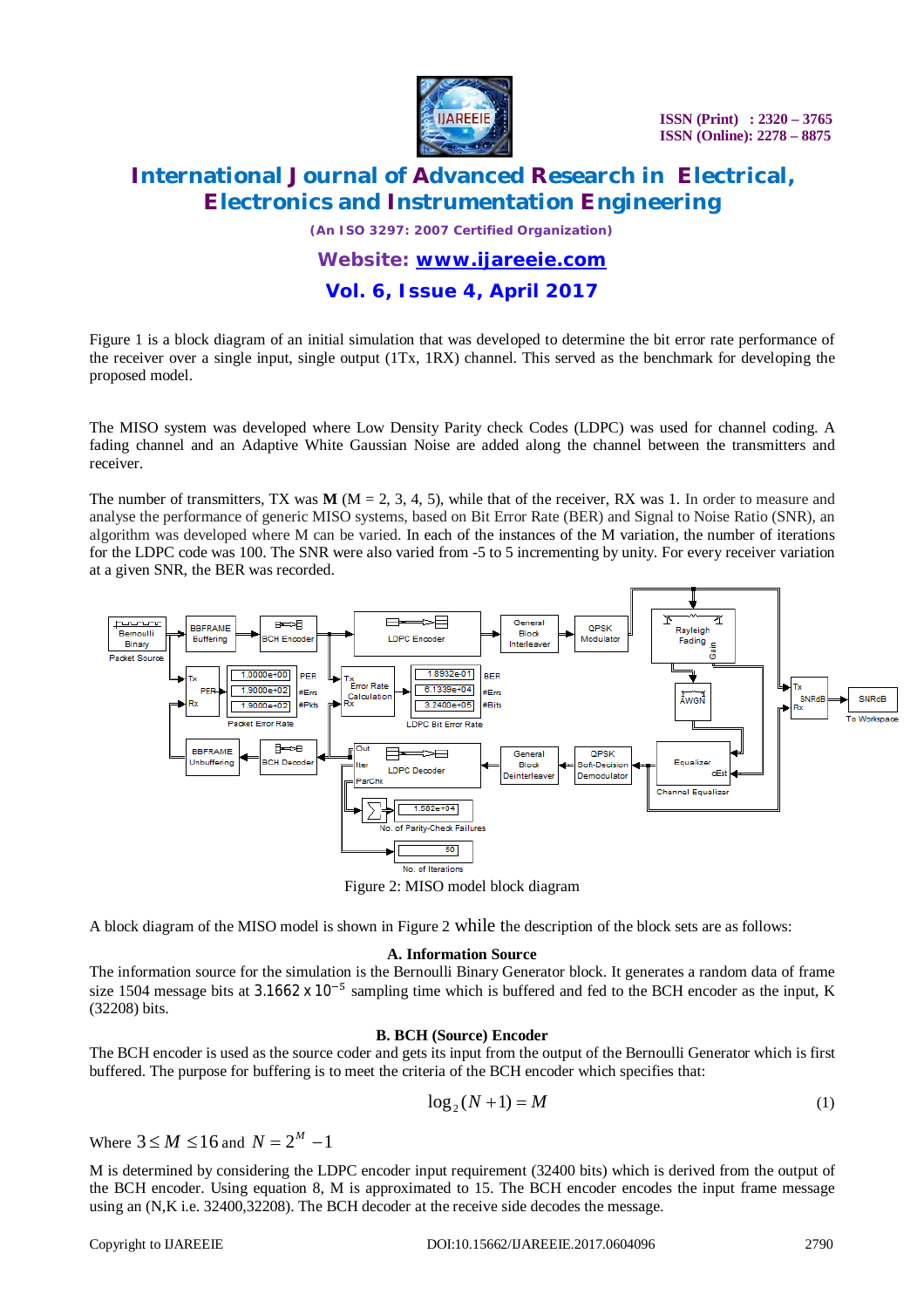Figure 1 is a block diagram of an initial simulation that was developed to determine the bit error rate performance of the receiver over a single input, single output (1Tx, 1RX) channel. This served as the benchmark for developing the proposed model.

The MISO system was developed where Low Density Parity check Codes (LDPC) was used for channel coding. A fading channel and an Adaptive White Gaussian Noise are added along the channel between the transmitters and receiver.

The number of transmitters, TX was **M** (M = 2, 3, 4, 5), while that of the receiver, RX was 1. In order to measure and analyse the performance of generic MISO systems, based on Bit Error Rate (BER) and Signal to Noise Ratio (SNR), an algorithm was developed where M can be varied. In each of the instances of the M variation, the number of iterations for the LDPC code was 100. The SNR were also varied from -5 to 5 incrementing by unity. For every receiver variation at a given SNR, the BER was recorded.

Figure 2: MISO model block diagram

A block diagram of the MISO model is shown in Figure 2 while the description of the block sets are as follows:

### A. Information Source

The information source for the simulation is the Bernoulli Binary Generator block. It generates a random data of frame size 1504 message bits at $3.1662 \times 10^{-5}$ sampling time which is buffered and fed to the BCH encoder as the input, K (32208) bits.

### B. BCH (Source) Encoder

The BCH encoder is used as the source coder and gets its input from the output of the Bernoulli Generator which is first buffered. The purpose for buffering is to meet the criteria of the BCH encoder which specifies that:

$$\log_2(N+1) = M \tag{1}$$

Where $3 \leq M \leq 16$ and $N = 2^M - 1$

M is determined by considering the LDPC encoder input requirement (32400 bits) which is derived from the output of the BCH encoder. Using equation 8, M is approximated to 15. The BCH encoder encodes the input frame message using an (N,K i.e. 32400,32208). The BCH decoder at the receive side decodes the message.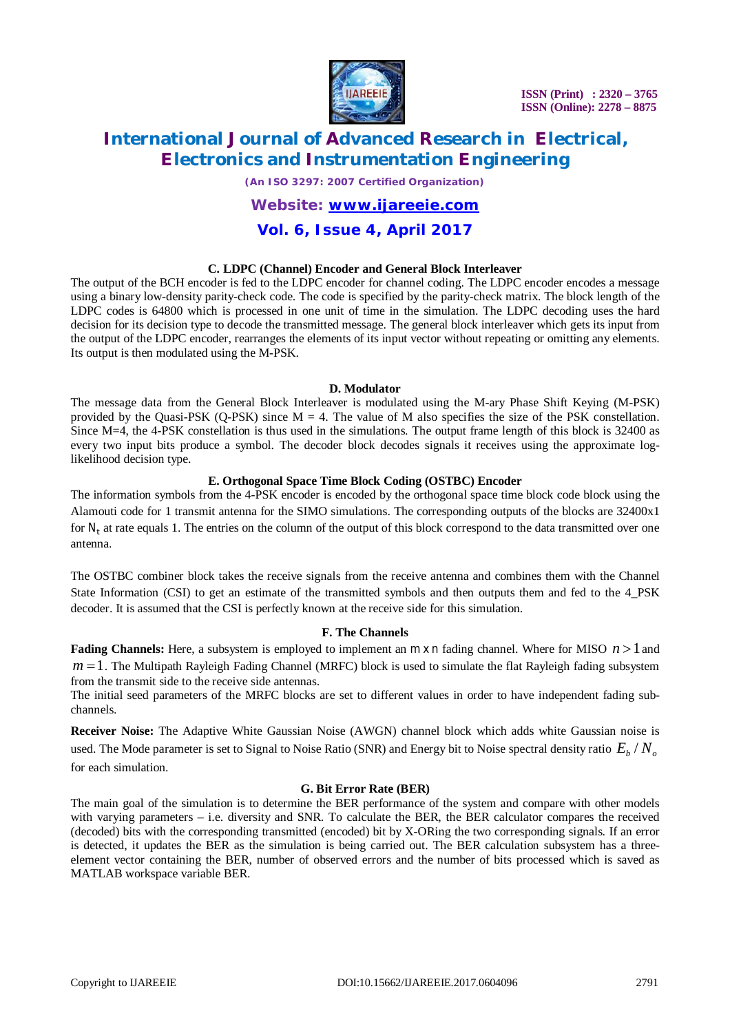### C. LDPC (Channel) Encoder and General Block Interleaver

The output of the BCH encoder is fed to the LDPC encoder for channel coding. The LDPC encoder encodes a message using a binary low-density parity-check code. The code is specified by the parity-check matrix. The block length of the LDPC codes is 64800 which is processed in one unit of time in the simulation. The LDPC decoding uses the hard decision for its decision type to decode the transmitted message. The general block interleaver which gets its input from the output of the LDPC encoder, rearranges the elements of its input vector without repeating or omitting any elements. Its output is then modulated using the M-PSK.

### D. Modulator

The message data from the General Block Interleaver is modulated using the M-ary Phase Shift Keying (M-PSK) provided by the Quasi-PSK (Q-PSK) since M = 4. The value of M also specifies the size of the PSK constellation. Since M=4, the 4-PSK constellation is thus used in the simulations. The output frame length of this block is 32400 as every two input bits produce a symbol. The decoder block decodes signals it receives using the approximate log-likelihood decision type.

### E. Orthogonal Space Time Block Coding (OSTBC) Encoder

The information symbols from the 4-PSK encoder is encoded by the orthogonal space time block code block using the Alamouti code for 1 transmit antenna for the SIMO simulations. The corresponding outputs of the blocks are 32400x1 for $N_t$ at rate equals 1. The entries on the column of the output of this block correspond to the data transmitted over one antenna.

The OSTBC combiner block takes the receive signals from the receive antenna and combines them with the Channel State Information (CSI) to get an estimate of the transmitted symbols and then outputs them and fed to the 4_PSK decoder. It is assumed that the CSI is perfectly known at the receive side for this simulation.

### F. The Channels

**Fading Channels:** Here, a subsystem is employed to implement an $m \times n$ fading channel. Where for MISO $n > 1$ and $m = 1$. The Multipath Rayleigh Fading Channel (MRFC) block is used to simulate the flat Rayleigh fading subsystem from the transmit side to the receive side antennas.

The initial seed parameters of the MRFC blocks are set to different values in order to have independent fading sub-channels.

**Receiver Noise:** The Adaptive White Gaussian Noise (AWGN) channel block which adds white Gaussian noise is used. The Mode parameter is set to Signal to Noise Ratio (SNR) and Energy bit to Noise spectral density ratio $E_b / N_o$ for each simulation.

### G. Bit Error Rate (BER)

The main goal of the simulation is to determine the BER performance of the system and compare with other models with varying parameters – i.e. diversity and SNR. To calculate the BER, the BER calculator compares the received (decoded) bits with the corresponding transmitted (encoded) bit by X-ORing the two corresponding signals. If an error is detected, it updates the BER as the simulation is being carried out. The BER calculation subsystem has a three-element vector containing the BER, number of observed errors and the number of bits processed which is saved as MATLAB workspace variable BER.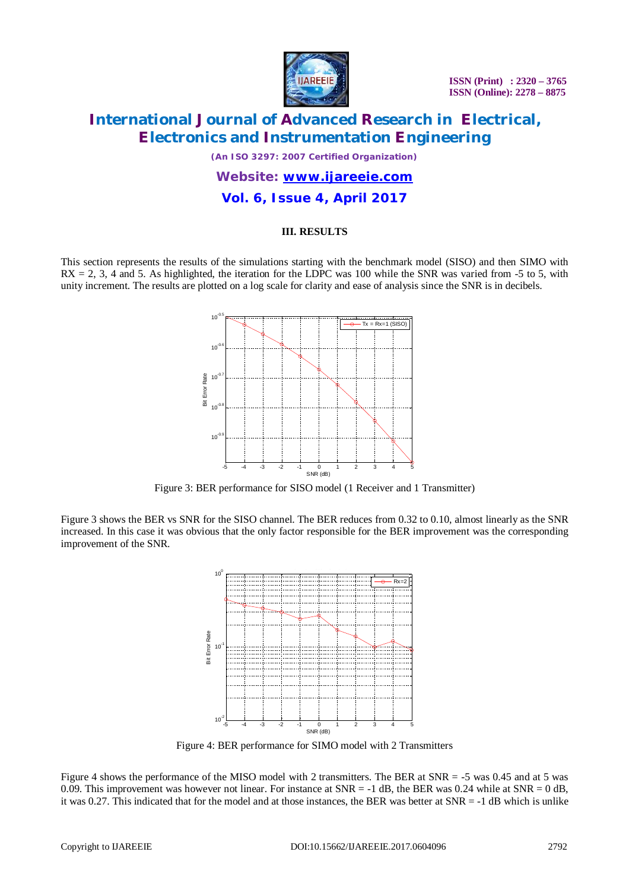### III. RESULTS

This section represents the results of the simulations starting with the benchmark model (SISO) and then SIMO with RX = 2, 3, 4 and 5. As highlighted, the iteration for the LDPC was 100 while the SNR was varied from -5 to 5, with unity increment. The results are plotted on a log scale for clarity and ease of analysis since the SNR is in decibels.

Figure 3: BER performance for SISO model (1 Receiver and 1 Transmitter)

Figure 3 shows the BER vs SNR for the SISO channel. The BER reduces from 0.32 to 0.10, almost linearly as the SNR increased. In this case it was obvious that the only factor responsible for the BER improvement was the corresponding improvement of the SNR.

Figure 4: BER performance for SIMO model with 2 Transmitters

Figure 4 shows the performance of the MISO model with 2 transmitters. The BER at SNR = -5 was 0.45 and at 5 was 0.09. This improvement was however not linear. For instance at SNR = -1 dB, the BER was 0.24 while at SNR = 0 dB, it was 0.27. This indicated that for the model and at those instances, the BER was better at SNR = -1 dB which is unlike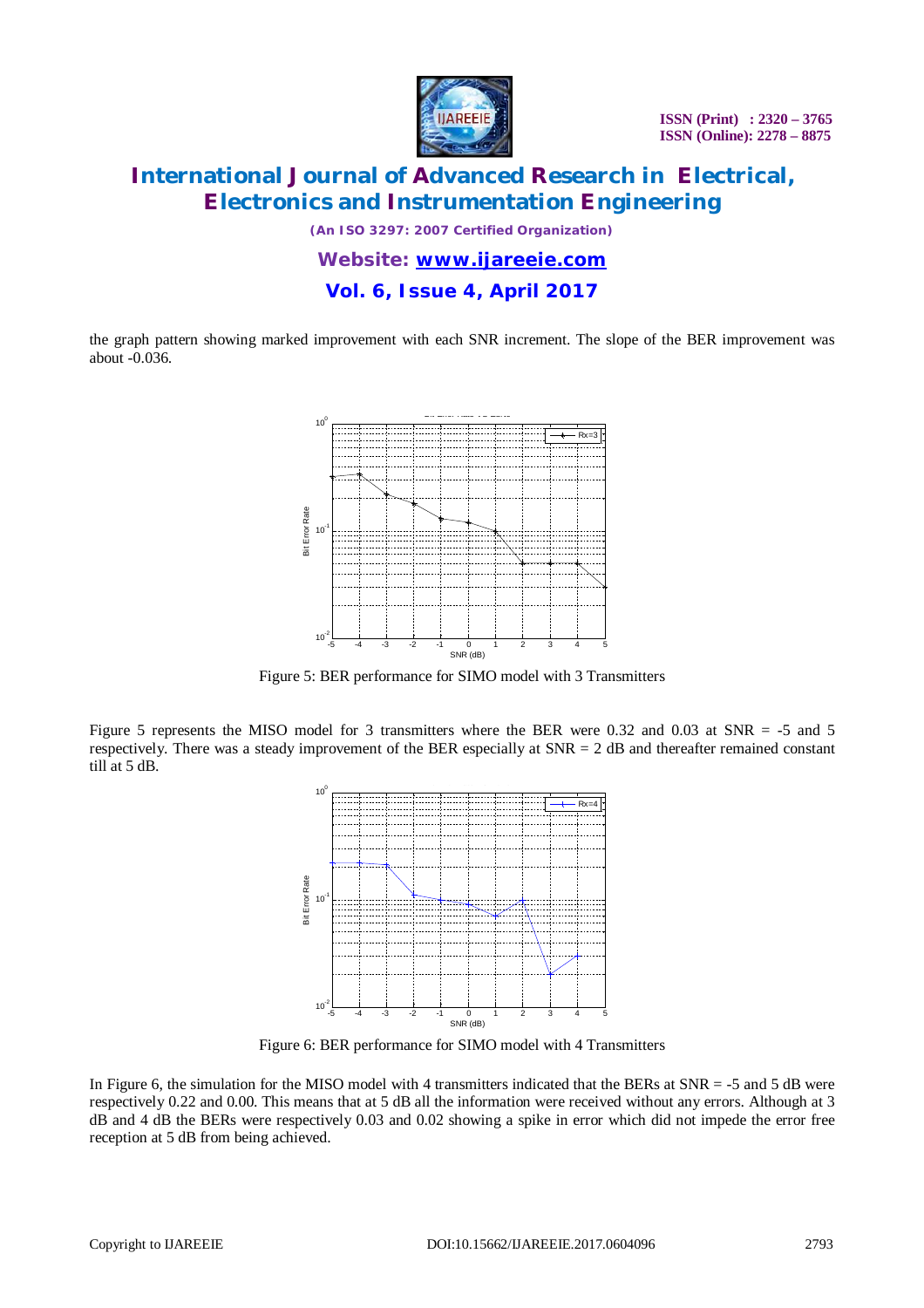the graph pattern showing marked improvement with each SNR increment. The slope of the BER improvement was about -0.036.

Figure 5: BER performance for SIMO model with 3 Transmitters

Figure 5 represents the MISO model for 3 transmitters where the BER were 0.32 and 0.03 at SNR = -5 and 5 respectively. There was a steady improvement of the BER especially at SNR = 2 dB and thereafter remained constant till at 5 dB.

Figure 6: BER performance for SIMO model with 4 Transmitters

In Figure 6, the simulation for the MISO model with 4 transmitters indicated that the BERs at SNR = -5 and 5 dB were respectively 0.22 and 0.00. This means that at 5 dB all the information were received without any errors. Although at 3 dB and 4 dB the BERs were respectively 0.03 and 0.02 showing a spike in error which did not impede the error free reception at 5 dB from being achieved.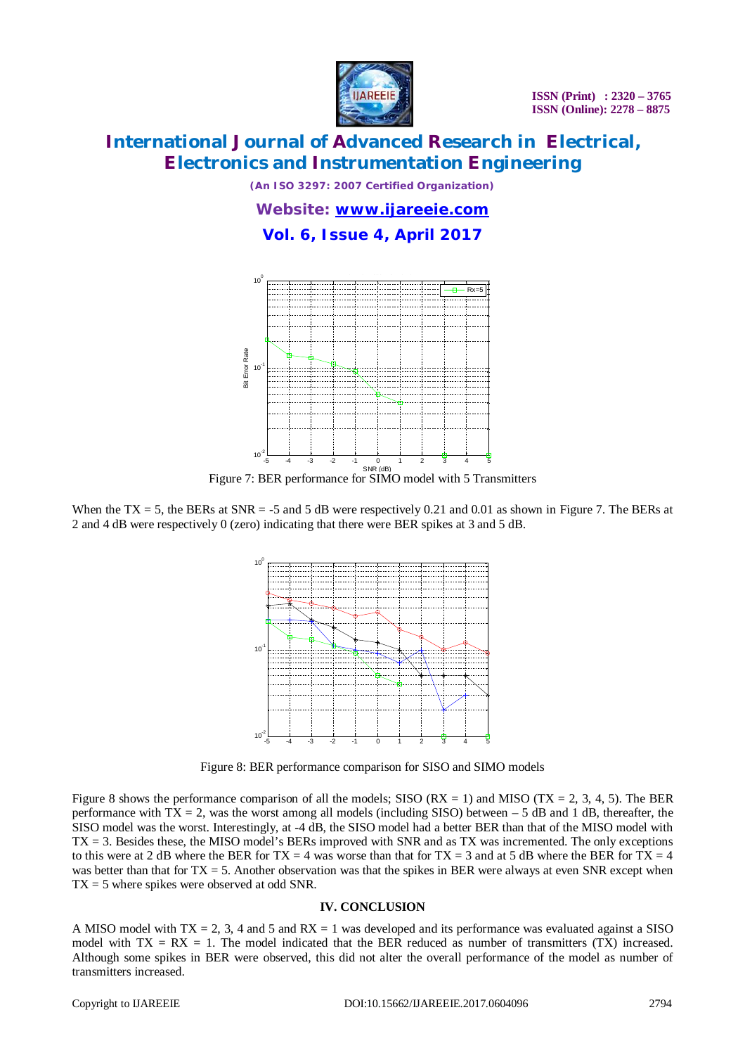Figure 7: BER performance for SIMO model with 5 Transmitters

When the TX = 5, the BERs at SNR = -5 and 5 dB were respectively 0.21 and 0.01 as shown in Figure 7. The BERs at 2 and 4 dB were respectively 0 (zero) indicating that there were BER spikes at 3 and 5 dB.

Figure 8: BER performance comparison for SISO and SIMO models

Figure 8 shows the performance comparison of all the models; SISO (RX = 1) and MISO (TX = 2, 3, 4, 5). The BER performance with TX = 2, was the worst among all models (including SISO) between – 5 dB and 1 dB, thereafter, the SISO model was the worst. Interestingly, at -4 dB, the SISO model had a better BER than that of the MISO model with TX = 3. Besides these, the MISO model's BERs improved with SNR and as TX was incremented. The only exceptions to this were at 2 dB where the BER for TX = 4 was worse than that for TX = 3 and at 5 dB where the BER for TX = 4 was better than that for TX = 5. Another observation was that the spikes in BER were always at even SNR except when TX = 5 where spikes were observed at odd SNR.

## IV. CONCLUSION

A MISO model with TX = 2, 3, 4 and 5 and RX = 1 was developed and its performance was evaluated against a SISO model with TX = RX = 1. The model indicated that the BER reduced as number of transmitters (TX) increased. Although some spikes in BER were observed, this did not alter the overall performance of the model as number of transmitters increased.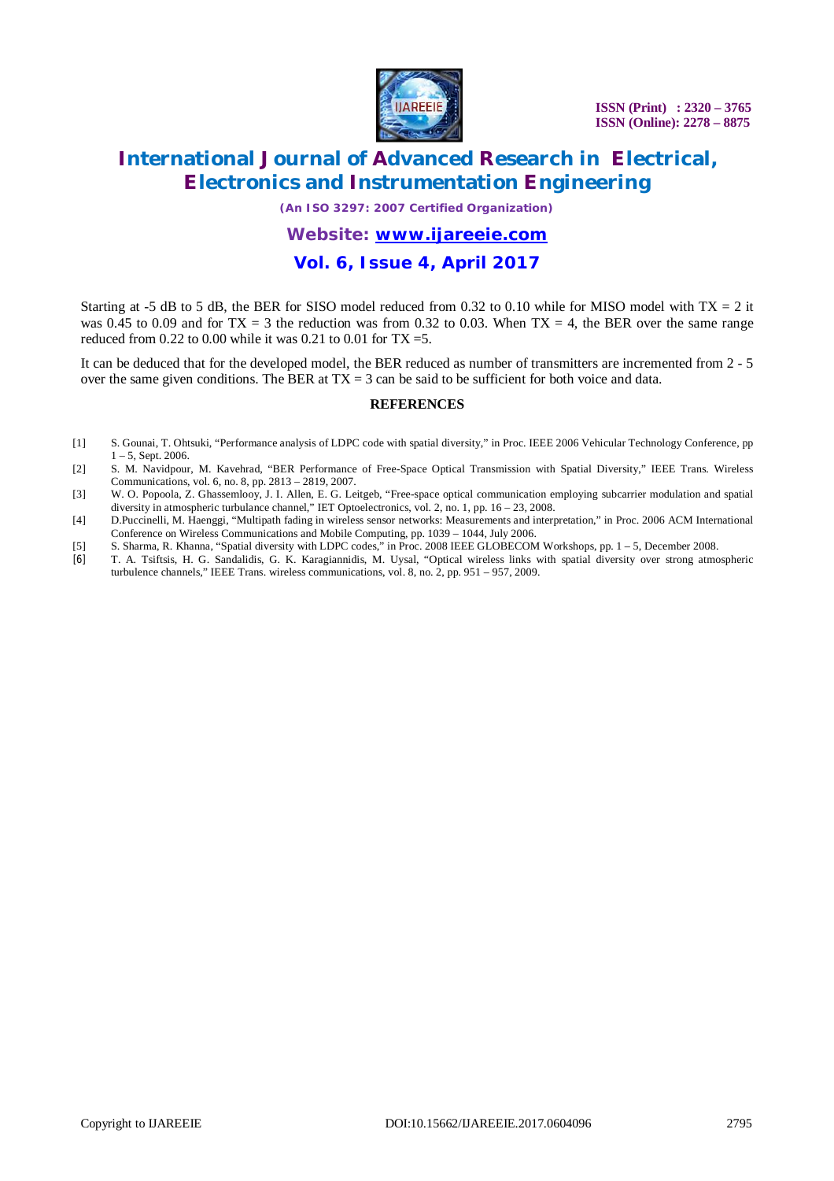Starting at -5 dB to 5 dB, the BER for SISO model reduced from 0.32 to 0.10 while for MISO model with TX = 2 it was 0.45 to 0.09 and for TX = 3 the reduction was from 0.32 to 0.03. When TX = 4, the BER over the same range reduced from 0.22 to 0.00 while it was 0.21 to 0.01 for TX =5.

It can be deduced that for the developed model, the BER reduced as number of transmitters are incremented from 2 - 5 over the same given conditions. The BER at TX = 3 can be said to be sufficient for both voice and data.

## REFERENCES

[1] S. Gounai, T. Ohtsuki, "Performance analysis of LDPC code with spatial diversity," in Proc. IEEE 2006 Vehicular Technology Conference, pp 1 – 5, Sept. 2006.

[2] S. M. Navidpour, M. Kavehrad, "BER Performance of Free-Space Optical Transmission with Spatial Diversity," IEEE Trans. Wireless Communications, vol. 6, no. 8, pp. 2813 – 2819, 2007.

[3] W. O. Popoola, Z. Ghassemlooy, J. I. Allen, E. G. Leitgeb, "Free-space optical communication employing subcarrier modulation and spatial diversity in atmospheric turbulance channel," IET Optoelectronics, vol. 2, no. 1, pp. 16 – 23, 2008.

[4] D.Puccinelli, M. Haenggi, "Multipath fading in wireless sensor networks: Measurements and interpretation," in Proc. 2006 ACM International Conference on Wireless Communications and Mobile Computing, pp. 1039 – 1044, July 2006.

[5] S. Sharma, R. Khanna, "Spatial diversity with LDPC codes," in Proc. 2008 IEEE GLOBECOM Workshops, pp. 1 – 5, December 2008.

[6] T. A. Tsiftsis, H. G. Sandalidis, G. K. Karagiannidis, M. Uysal, "Optical wireless links with spatial diversity over strong atmospheric turbulence channels," IEEE Trans. wireless communications, vol. 8, no. 2, pp. 951 – 957, 2009.